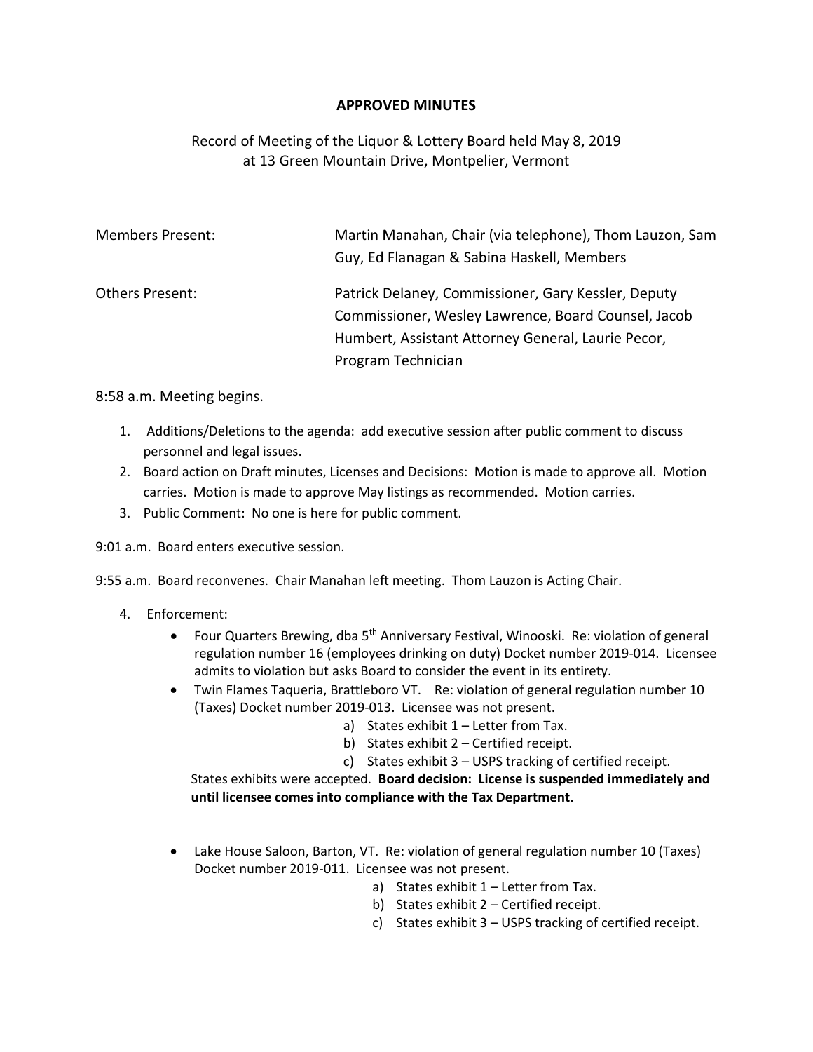# APPROVED MINUTES

Record of Meeting of the Liquor & Lottery Board held May 8, 2019
at 13 Green Mountain Drive, Montpelier, Vermont

| | |
|---|---|
| Members Present: | Martin Manahan, Chair (via telephone), Thom Lauzon, Sam Guy, Ed Flanagan & Sabina Haskell, Members |
| Others Present: | Patrick Delaney, Commissioner, Gary Kessler, Deputy Commissioner, Wesley Lawrence, Board Counsel, Jacob Humbert, Assistant Attorney General, Laurie Pecor, Program Technician |

8:58 a.m. Meeting begins.

1. Additions/Deletions to the agenda: add executive session after public comment to discuss personnel and legal issues.
2. Board action on Draft minutes, Licenses and Decisions: Motion is made to approve all. Motion carries. Motion is made to approve May listings as recommended. Motion carries.
3. Public Comment: No one is here for public comment.

9:01 a.m. Board enters executive session.

9:55 a.m. Board reconvenes. Chair Manahan left meeting. Thom Lauzon is Acting Chair.

4. Enforcement:
   - Four Quarters Brewing, dba 5th Anniversary Festival, Winooski. Re: violation of general regulation number 16 (employees drinking on duty) Docket number 2019-014. Licensee admits to violation but asks Board to consider the event in its entirety.
   - Twin Flames Taqueria, Brattleboro VT. Re: violation of general regulation number 10 (Taxes) Docket number 2019-013. Licensee was not present.
     a) States exhibit 1 – Letter from Tax.
     b) States exhibit 2 – Certified receipt.
     c) States exhibit 3 – USPS tracking of certified receipt.

     States exhibits were accepted. **Board decision: License is suspended immediately and until licensee comes into compliance with the Tax Department.**
   - Lake House Saloon, Barton, VT. Re: violation of general regulation number 10 (Taxes) Docket number 2019-011. Licensee was not present.
     a) States exhibit 1 – Letter from Tax.
     b) States exhibit 2 – Certified receipt.
     c) States exhibit 3 – USPS tracking of certified receipt.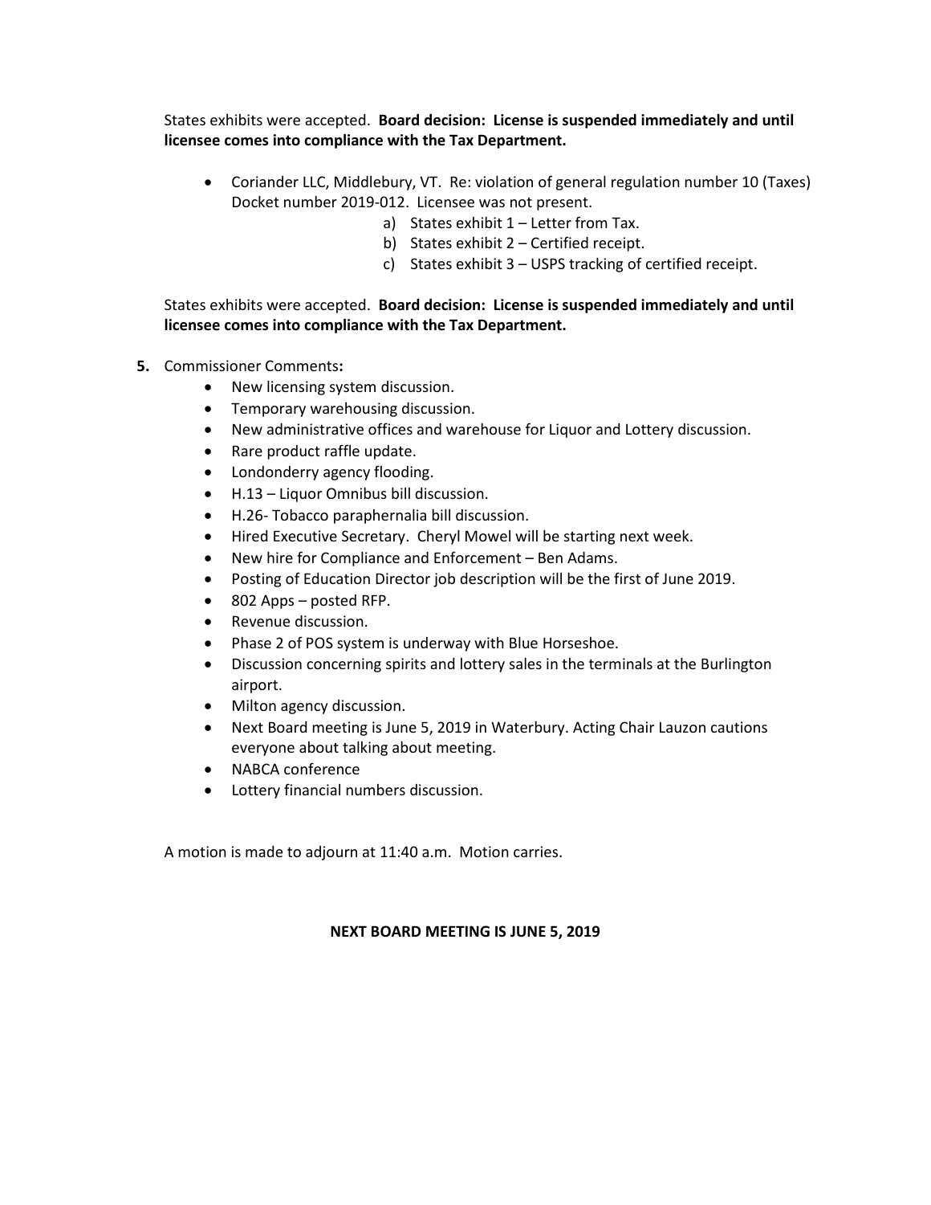States exhibits were accepted. **Board decision: License is suspended immediately and until licensee comes into compliance with the Tax Department.**

- Coriander LLC, Middlebury, VT. Re: violation of general regulation number 10 (Taxes) Docket number 2019-012. Licensee was not present.
  a) States exhibit 1 – Letter from Tax.
  b) States exhibit 2 – Certified receipt.
  c) States exhibit 3 – USPS tracking of certified receipt.

States exhibits were accepted. **Board decision: License is suspended immediately and until licensee comes into compliance with the Tax Department.**

5. Commissioner Comments**:**
   - New licensing system discussion.
   - Temporary warehousing discussion.
   - New administrative offices and warehouse for Liquor and Lottery discussion.
   - Rare product raffle update.
   - Londonderry agency flooding.
   - H.13 – Liquor Omnibus bill discussion.
   - H.26- Tobacco paraphernalia bill discussion.
   - Hired Executive Secretary. Cheryl Mowel will be starting next week.
   - New hire for Compliance and Enforcement – Ben Adams.
   - Posting of Education Director job description will be the first of June 2019.
   - 802 Apps – posted RFP.
   - Revenue discussion.
   - Phase 2 of POS system is underway with Blue Horseshoe.
   - Discussion concerning spirits and lottery sales in the terminals at the Burlington airport.
   - Milton agency discussion.
   - Next Board meeting is June 5, 2019 in Waterbury. Acting Chair Lauzon cautions everyone about talking about meeting.
   - NABCA conference
   - Lottery financial numbers discussion.

A motion is made to adjourn at 11:40 a.m. Motion carries.

**NEXT BOARD MEETING IS JUNE 5, 2019**